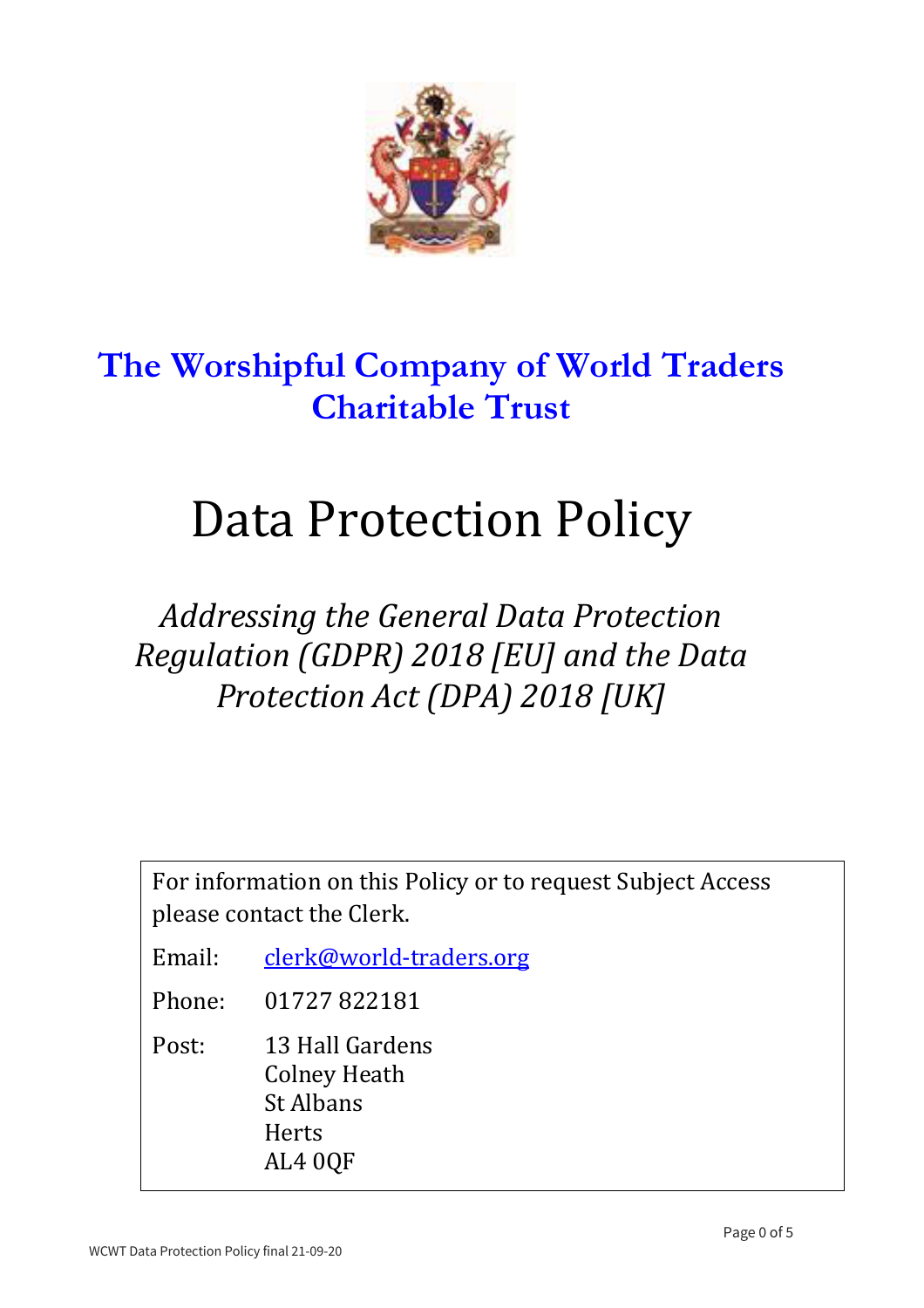# The Worshipful Company of World Traders Charitable Trust

# Data Protection Policy

*Addressing the General Data Protection Regulation (GDPR) 2018 [EU] and the Data Protection Act (DPA) 2018 [UK]*

For information on this Policy or to request Subject Access please contact the Clerk.

Email: clerk@world-traders.org

Phone: 01727 822181

Post: 13 Hall Gardens
Colney Heath
St Albans
Herts
AL4 0QF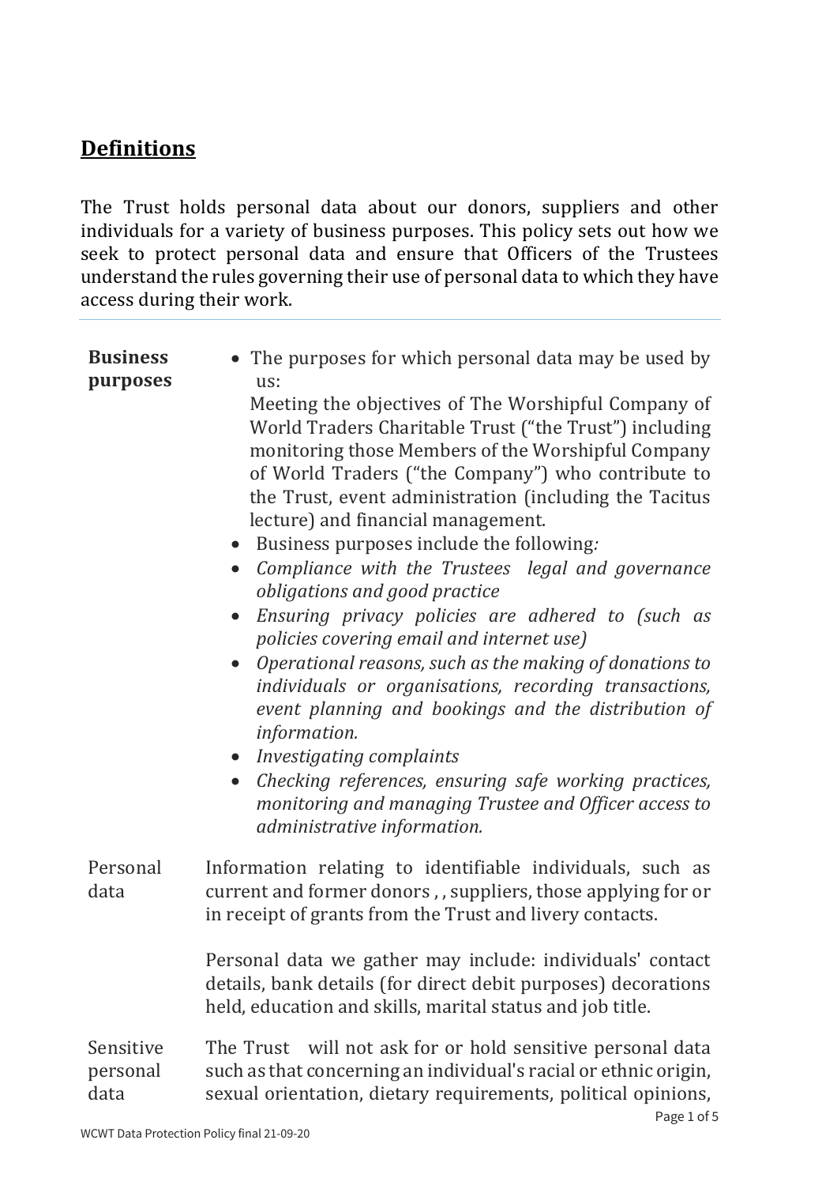## **Definitions**

The Trust holds personal data about our donors, suppliers and other individuals for a variety of business purposes. This policy sets out how we seek to protect personal data and ensure that Officers of the Trustees understand the rules governing their use of personal data to which they have access during their work.

---

| | |
|---|---|
| **Business purposes** | • The purposes for which personal data may be used by us:<br>Meeting the objectives of The Worshipful Company of World Traders Charitable Trust ("the Trust") including monitoring those Members of the Worshipful Company of World Traders ("the Company") who contribute to the Trust, event administration (including the Tacitus lecture) and financial management.<br>• Business purposes include the following*:*<br>• *Compliance with the Trustees legal and governance obligations and good practice*<br>• *Ensuring privacy policies are adhered to (such as policies covering email and internet use)*<br>• *Operational reasons, such as the making of donations to individuals or organisations, recording transactions, event planning and bookings and the distribution of information.*<br>• *Investigating complaints*<br>• *Checking references, ensuring safe working practices, monitoring and managing Trustee and Officer access to administrative information.* |
| Personal data | Information relating to identifiable individuals, such as current and former donors , , suppliers, those applying for or in receipt of grants from the Trust and livery contacts.<br><br>Personal data we gather may include: individuals' contact details, bank details (for direct debit purposes) decorations held, education and skills, marital status and job title. |
| Sensitive personal data | The Trust will not ask for or hold sensitive personal data such as that concerning an individual's racial or ethnic origin, sexual orientation, dietary requirements, political opinions, |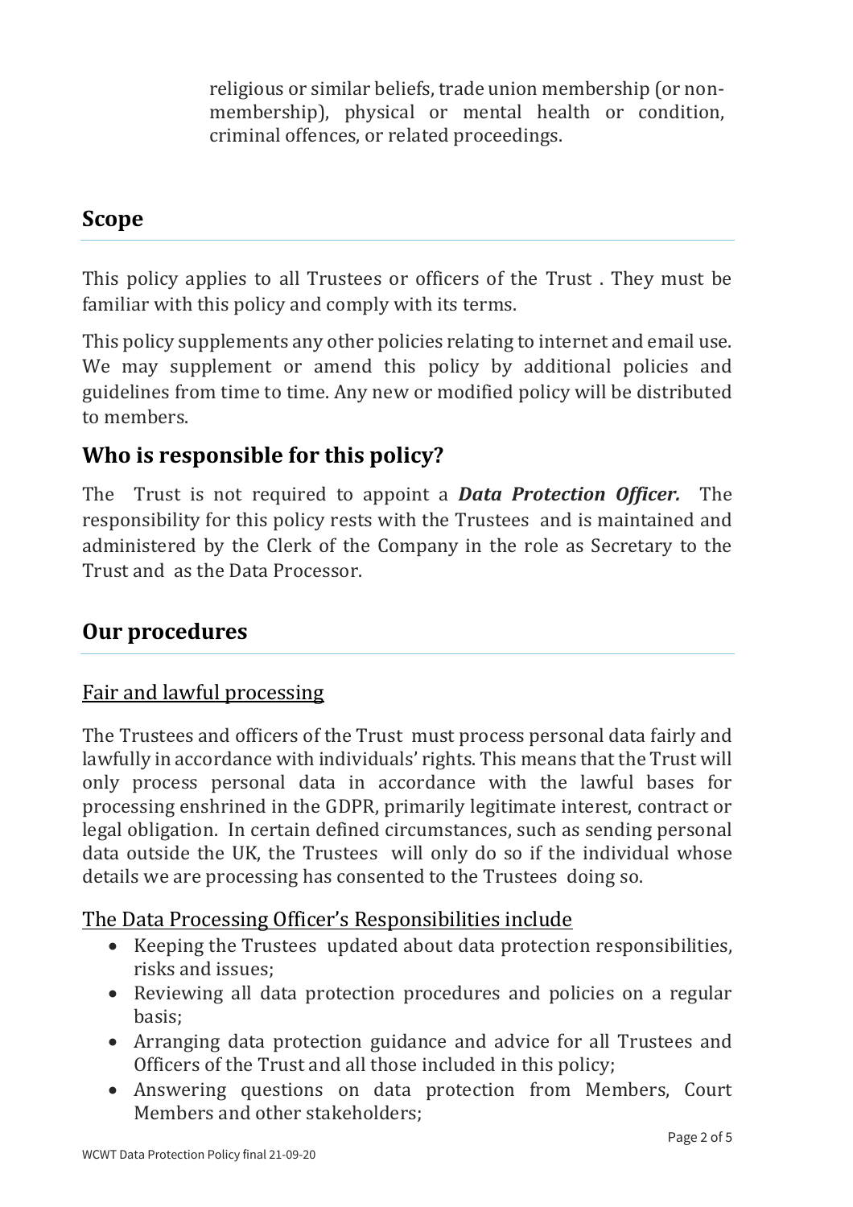religious or similar beliefs, trade union membership (or non-membership), physical or mental health or condition, criminal offences, or related proceedings.

## Scope

This policy applies to all Trustees or officers of the Trust . They must be familiar with this policy and comply with its terms.

This policy supplements any other policies relating to internet and email use. We may supplement or amend this policy by additional policies and guidelines from time to time. Any new or modified policy will be distributed to members.

## Who is responsible for this policy?

The Trust is not required to appoint a ***Data Protection Officer.*** The responsibility for this policy rests with the Trustees and is maintained and administered by the Clerk of the Company in the role as Secretary to the Trust and as the Data Processor.

## Our procedures

<u>Fair and lawful processing</u>

The Trustees and officers of the Trust must process personal data fairly and lawfully in accordance with individuals' rights. This means that the Trust will only process personal data in accordance with the lawful bases for processing enshrined in the GDPR, primarily legitimate interest, contract or legal obligation. In certain defined circumstances, such as sending personal data outside the UK, the Trustees will only do so if the individual whose details we are processing has consented to the Trustees doing so.

<u>The Data Processing Officer's Responsibilities include</u>

- Keeping the Trustees updated about data protection responsibilities, risks and issues;
- Reviewing all data protection procedures and policies on a regular basis;
- Arranging data protection guidance and advice for all Trustees and Officers of the Trust and all those included in this policy;
- Answering questions on data protection from Members, Court Members and other stakeholders;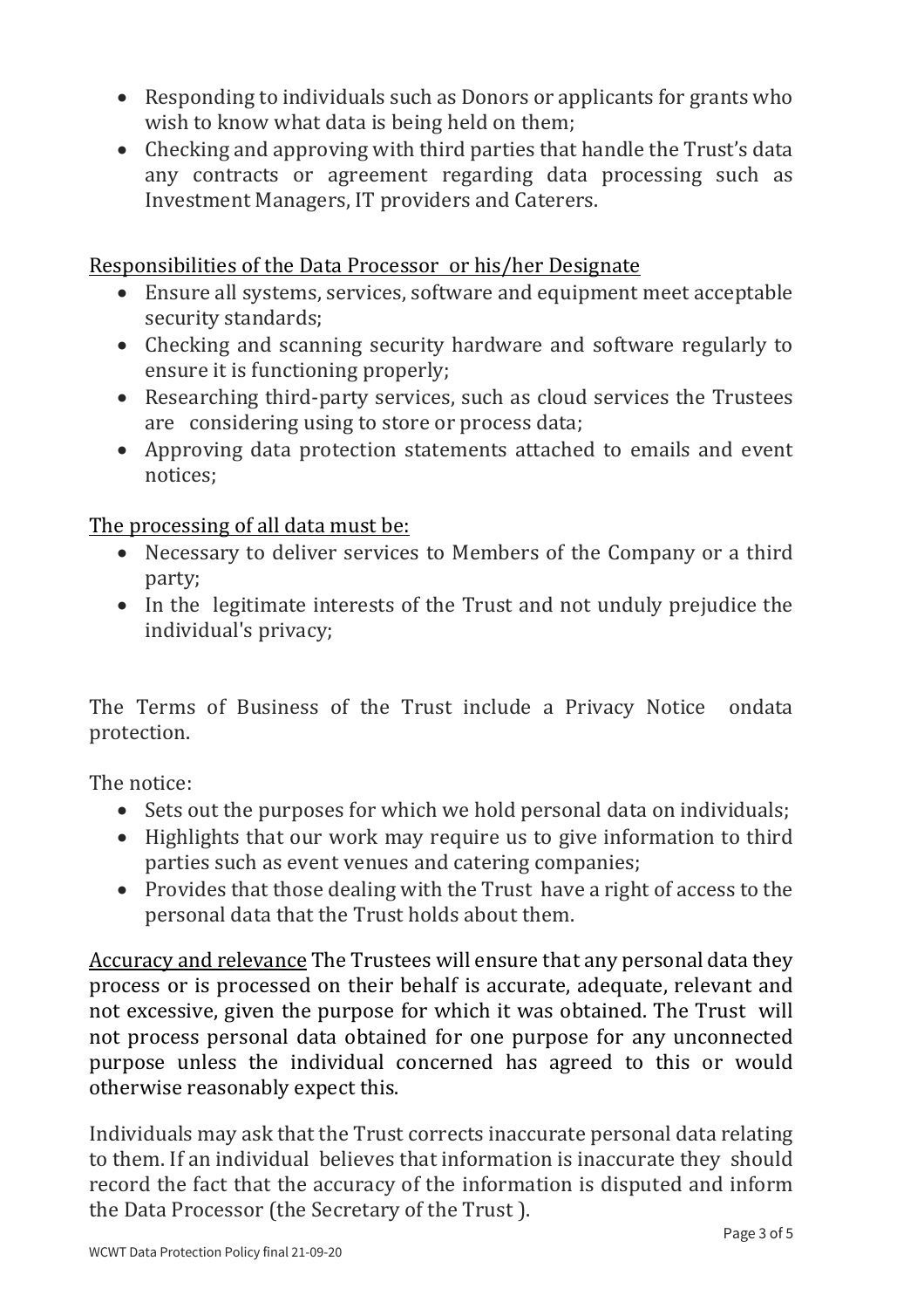- Responding to individuals such as Donors or applicants for grants who wish to know what data is being held on them;
- Checking and approving with third parties that handle the Trust's data any contracts or agreement regarding data processing such as Investment Managers, IT providers and Caterers.

Responsibilities of the Data Processor or his/her Designate

- Ensure all systems, services, software and equipment meet acceptable security standards;
- Checking and scanning security hardware and software regularly to ensure it is functioning properly;
- Researching third-party services, such as cloud services the Trustees are considering using to store or process data;
- Approving data protection statements attached to emails and event notices;

The processing of all data must be:

- Necessary to deliver services to Members of the Company or a third party;
- In the legitimate interests of the Trust and not unduly prejudice the individual's privacy;

The Terms of Business of the Trust include a Privacy Notice ondata protection.

The notice:

- Sets out the purposes for which we hold personal data on individuals;
- Highlights that our work may require us to give information to third parties such as event venues and catering companies;
- Provides that those dealing with the Trust have a right of access to the personal data that the Trust holds about them.

Accuracy and relevance The Trustees will ensure that any personal data they process or is processed on their behalf is accurate, adequate, relevant and not excessive, given the purpose for which it was obtained. The Trust will not process personal data obtained for one purpose for any unconnected purpose unless the individual concerned has agreed to this or would otherwise reasonably expect this.

Individuals may ask that the Trust corrects inaccurate personal data relating to them. If an individual believes that information is inaccurate they should record the fact that the accuracy of the information is disputed and inform the Data Processor (the Secretary of the Trust ).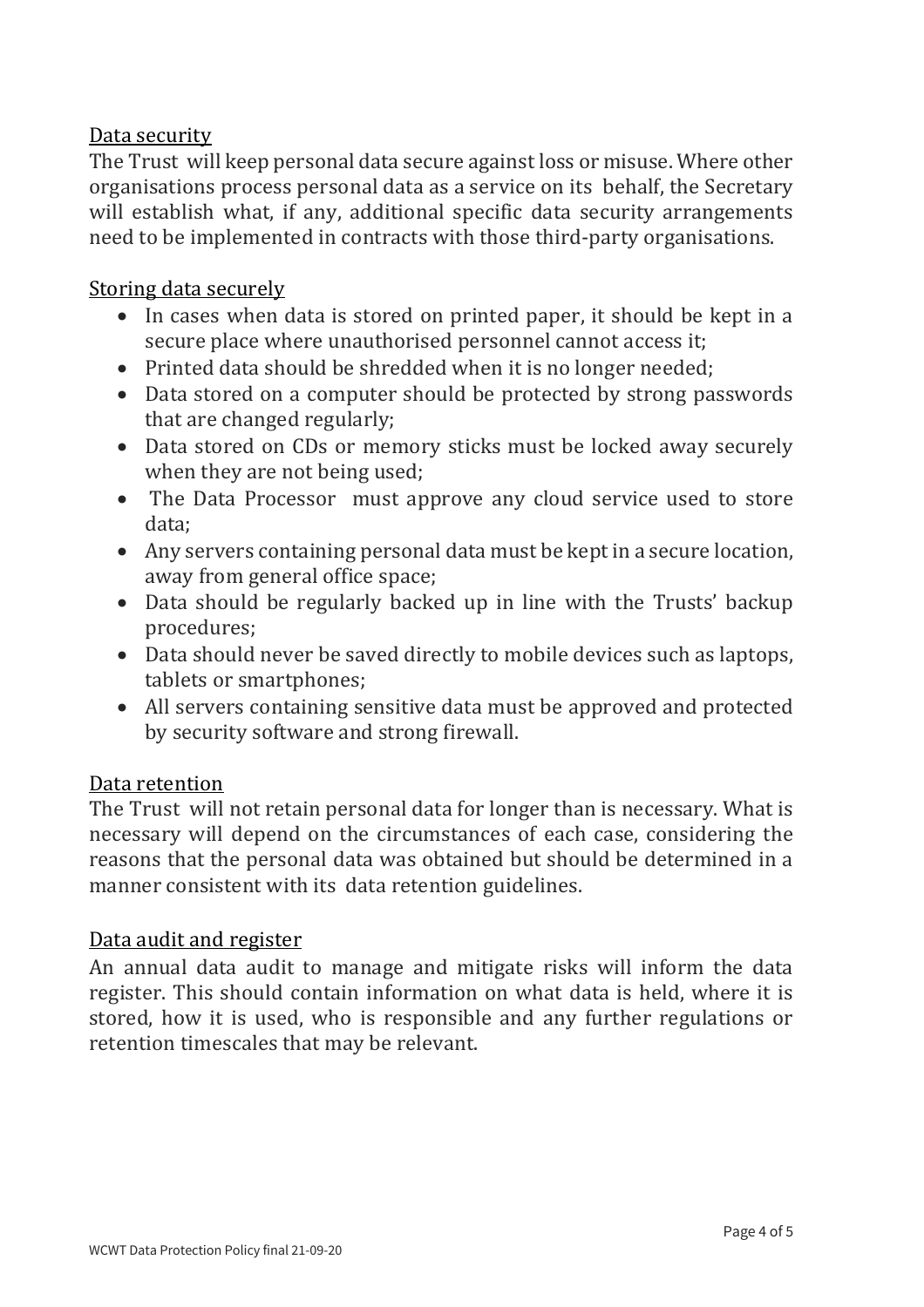## Data security

The Trust will keep personal data secure against loss or misuse. Where other organisations process personal data as a service on its behalf, the Secretary will establish what, if any, additional specific data security arrangements need to be implemented in contracts with those third-party organisations.

## Storing data securely

- In cases when data is stored on printed paper, it should be kept in a secure place where unauthorised personnel cannot access it;
- Printed data should be shredded when it is no longer needed;
- Data stored on a computer should be protected by strong passwords that are changed regularly;
- Data stored on CDs or memory sticks must be locked away securely when they are not being used;
- The Data Processor must approve any cloud service used to store data;
- Any servers containing personal data must be kept in a secure location, away from general office space;
- Data should be regularly backed up in line with the Trusts' backup procedures;
- Data should never be saved directly to mobile devices such as laptops, tablets or smartphones;
- All servers containing sensitive data must be approved and protected by security software and strong firewall.

## Data retention

The Trust will not retain personal data for longer than is necessary. What is necessary will depend on the circumstances of each case, considering the reasons that the personal data was obtained but should be determined in a manner consistent with its data retention guidelines.

## Data audit and register

An annual data audit to manage and mitigate risks will inform the data register. This should contain information on what data is held, where it is stored, how it is used, who is responsible and any further regulations or retention timescales that may be relevant.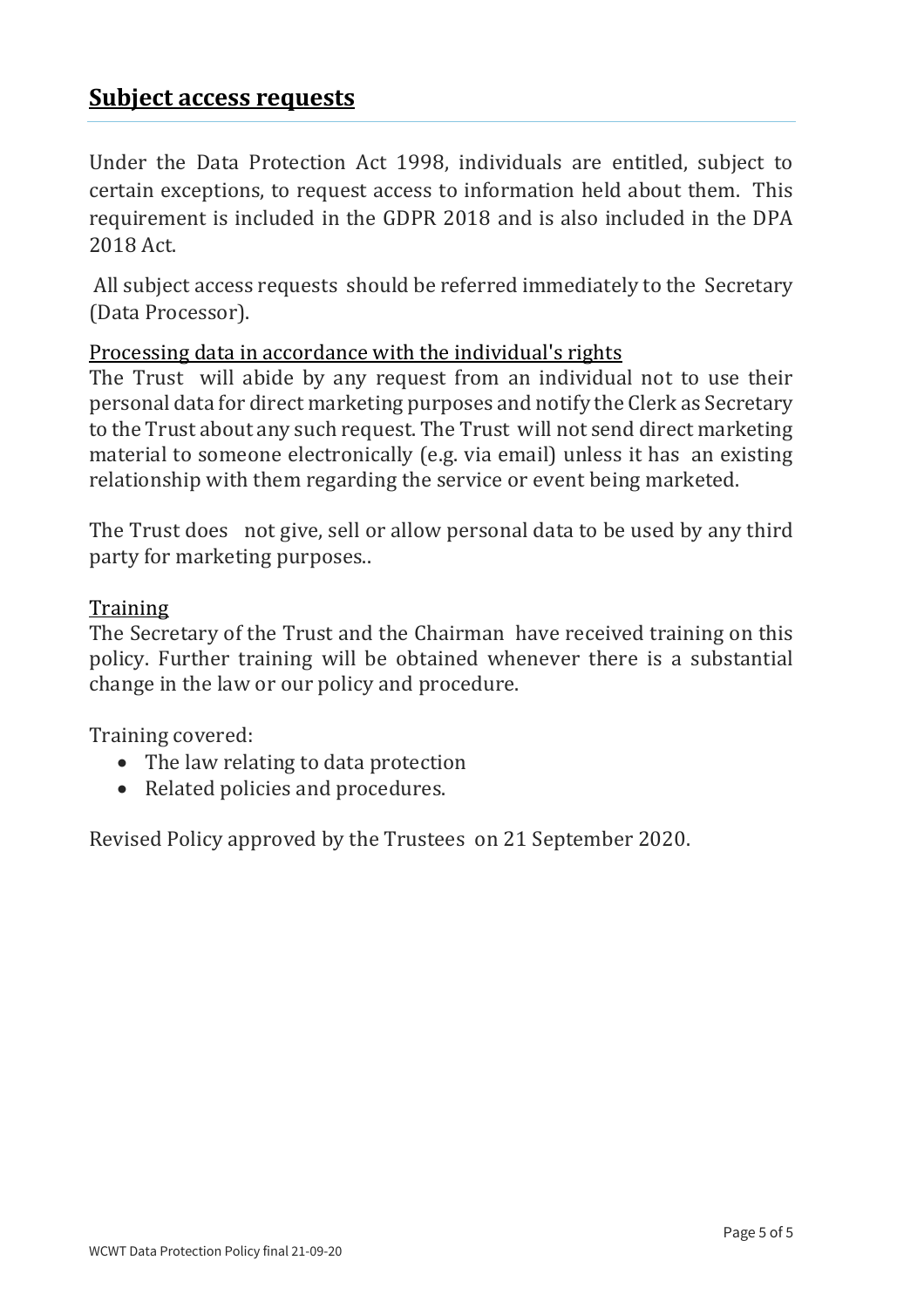## Subject access requests

Under the Data Protection Act 1998, individuals are entitled, subject to certain exceptions, to request access to information held about them. This requirement is included in the GDPR 2018 and is also included in the DPA 2018 Act.

All subject access requests should be referred immediately to the Secretary (Data Processor).

Processing data in accordance with the individual's rights

The Trust will abide by any request from an individual not to use their personal data for direct marketing purposes and notify the Clerk as Secretary to the Trust about any such request. The Trust will not send direct marketing material to someone electronically (e.g. via email) unless it has an existing relationship with them regarding the service or event being marketed.

The Trust does not give, sell or allow personal data to be used by any third party for marketing purposes..

Training

The Secretary of the Trust and the Chairman have received training on this policy. Further training will be obtained whenever there is a substantial change in the law or our policy and procedure.

Training covered:

- The law relating to data protection
- Related policies and procedures.

Revised Policy approved by the Trustees on 21 September 2020.